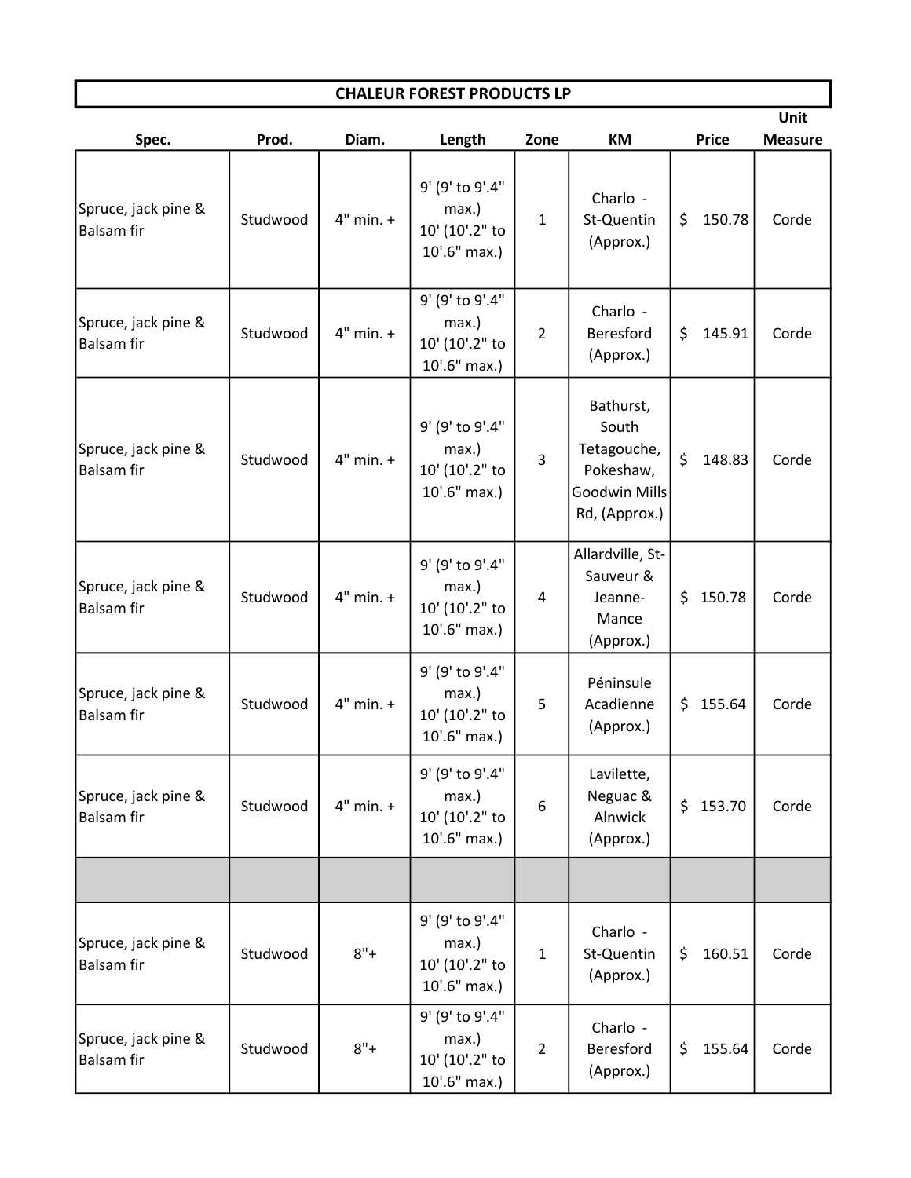| CHALEUR FOREST PRODUCTS LP | | | | | | | |
|---|---|---|---|---|---|---|---|
| Spec. | Prod. | Diam. | Length | Zone | KM | Price | Unit Measure |
| Spruce, jack pine & Balsam fir | Studwood | 4" min. + | 9' (9' to 9'.4" max.) 10' (10'.2" to 10'.6" max.) | 1 | Charlo - St-Quentin (Approx.) | $ 150.78 | Corde |
| Spruce, jack pine & Balsam fir | Studwood | 4" min. + | 9' (9' to 9'.4" max.) 10' (10'.2" to 10'.6" max.) | 2 | Charlo - Beresford (Approx.) | $ 145.91 | Corde |
| Spruce, jack pine & Balsam fir | Studwood | 4" min. + | 9' (9' to 9'.4" max.) 10' (10'.2" to 10'.6" max.) | 3 | Bathurst, South Tetagouche, Pokeshaw, Goodwin Mills Rd, (Approx.) | $ 148.83 | Corde |
| Spruce, jack pine & Balsam fir | Studwood | 4" min. + | 9' (9' to 9'.4" max.) 10' (10'.2" to 10'.6" max.) | 4 | Allardville, St-Sauveur & Jeanne-Mance (Approx.) | $ 150.78 | Corde |
| Spruce, jack pine & Balsam fir | Studwood | 4" min. + | 9' (9' to 9'.4" max.) 10' (10'.2" to 10'.6" max.) | 5 | Péninsule Acadienne (Approx.) | $ 155.64 | Corde |
| Spruce, jack pine & Balsam fir | Studwood | 4" min. + | 9' (9' to 9'.4" max.) 10' (10'.2" to 10'.6" max.) | 6 | Lavilette, Neguac & Alnwick (Approx.) | $ 153.70 | Corde |
| | | | | | | | |
| Spruce, jack pine & Balsam fir | Studwood | 8"+ | 9' (9' to 9'.4" max.) 10' (10'.2" to 10'.6" max.) | 1 | Charlo - St-Quentin (Approx.) | $ 160.51 | Corde |
| Spruce, jack pine & Balsam fir | Studwood | 8"+ | 9' (9' to 9'.4" max.) 10' (10'.2" to 10'.6" max.) | 2 | Charlo - Beresford (Approx.) | $ 155.64 | Corde |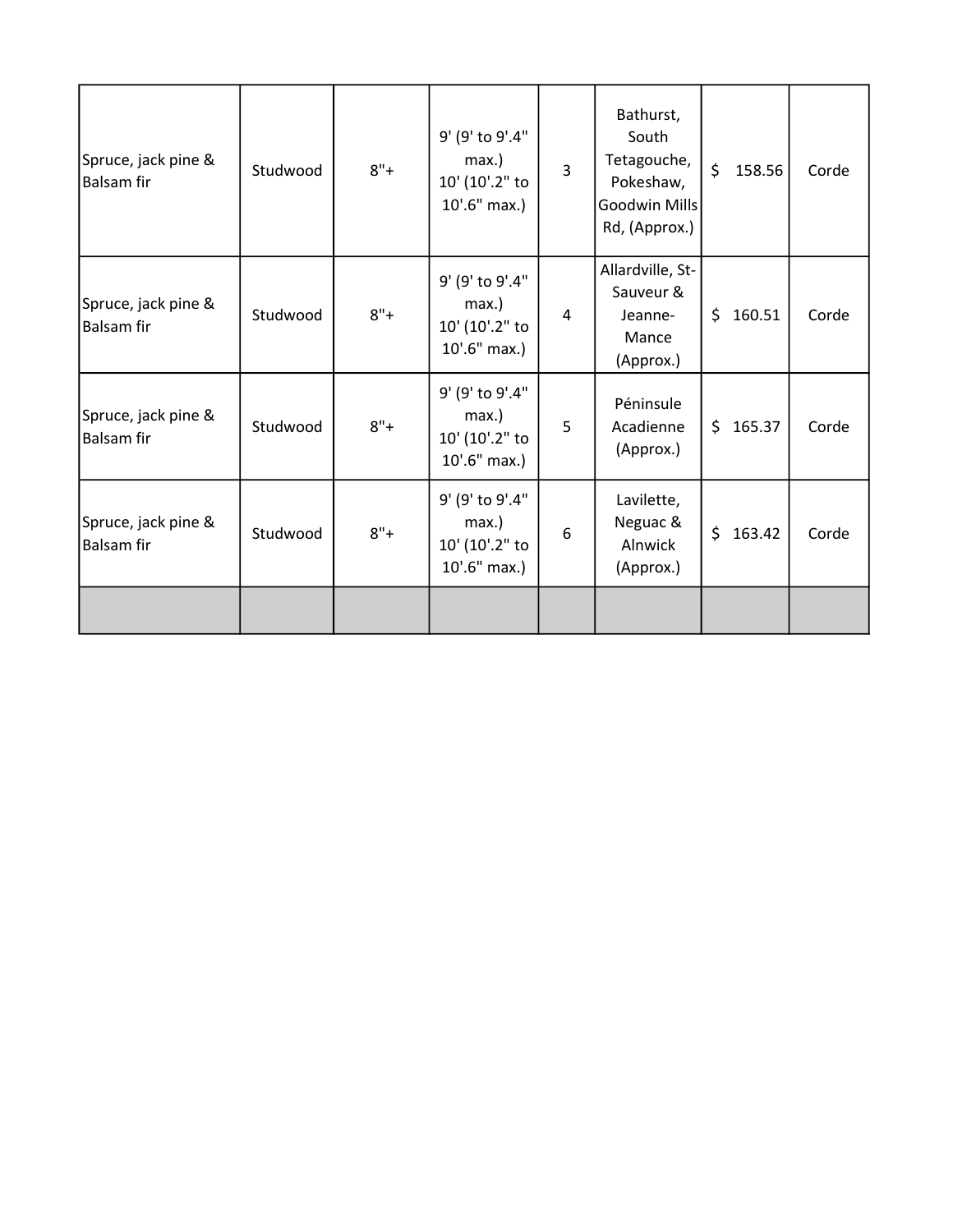| | | | | | | | |
|---|---|---|---|---|---|---|---|
| Spruce, jack pine & Balsam fir | Studwood | 8"+ | 9' (9' to 9'.4" max.) 10' (10'.2" to 10'.6" max.) | 3 | Bathurst, South Tetagouche, Pokeshaw, Goodwin Mills Rd, (Approx.) | $ 158.56 | Corde |
| Spruce, jack pine & Balsam fir | Studwood | 8"+ | 9' (9' to 9'.4" max.) 10' (10'.2" to 10'.6" max.) | 4 | Allardville, St-Sauveur & Jeanne-Mance (Approx.) | $ 160.51 | Corde |
| Spruce, jack pine & Balsam fir | Studwood | 8"+ | 9' (9' to 9'.4" max.) 10' (10'.2" to 10'.6" max.) | 5 | Péninsule Acadienne (Approx.) | $ 165.37 | Corde |
| Spruce, jack pine & Balsam fir | Studwood | 8"+ | 9' (9' to 9'.4" max.) 10' (10'.2" to 10'.6" max.) | 6 | Lavilette, Neguac & Alnwick (Approx.) | $ 163.42 | Corde |
| | | | | | | | |